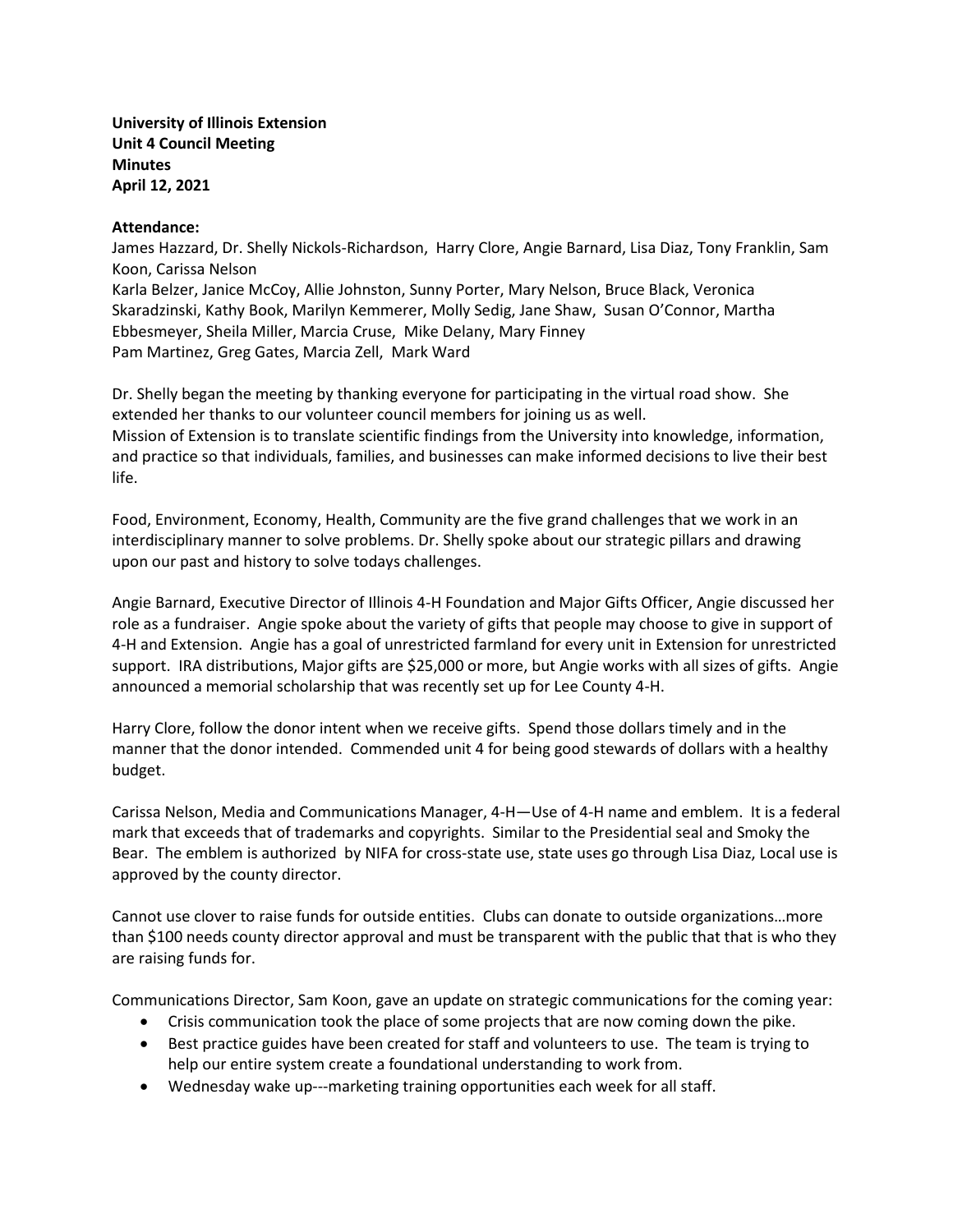**University of Illinois Extension**
**Unit 4 Council Meeting**
**Minutes**
**April 12, 2021**

**Attendance:**
James Hazzard, Dr. Shelly Nickols-Richardson, Harry Clore, Angie Barnard, Lisa Diaz, Tony Franklin, Sam Koon, Carissa Nelson
Karla Belzer, Janice McCoy, Allie Johnston, Sunny Porter, Mary Nelson, Bruce Black, Veronica Skaradzinski, Kathy Book, Marilyn Kemmerer, Molly Sedig, Jane Shaw, Susan O'Connor, Martha Ebbesmeyer, Sheila Miller, Marcia Cruse, Mike Delany, Mary Finney
Pam Martinez, Greg Gates, Marcia Zell, Mark Ward

Dr. Shelly began the meeting by thanking everyone for participating in the virtual road show. She extended her thanks to our volunteer council members for joining us as well.
Mission of Extension is to translate scientific findings from the University into knowledge, information, and practice so that individuals, families, and businesses can make informed decisions to live their best life.

Food, Environment, Economy, Health, Community are the five grand challenges that we work in an interdisciplinary manner to solve problems. Dr. Shelly spoke about our strategic pillars and drawing upon our past and history to solve todays challenges.

Angie Barnard, Executive Director of Illinois 4-H Foundation and Major Gifts Officer, Angie discussed her role as a fundraiser. Angie spoke about the variety of gifts that people may choose to give in support of 4-H and Extension. Angie has a goal of unrestricted farmland for every unit in Extension for unrestricted support. IRA distributions, Major gifts are $25,000 or more, but Angie works with all sizes of gifts. Angie announced a memorial scholarship that was recently set up for Lee County 4-H.

Harry Clore, follow the donor intent when we receive gifts. Spend those dollars timely and in the manner that the donor intended. Commended unit 4 for being good stewards of dollars with a healthy budget.

Carissa Nelson, Media and Communications Manager, 4-H—Use of 4-H name and emblem. It is a federal mark that exceeds that of trademarks and copyrights. Similar to the Presidential seal and Smoky the Bear. The emblem is authorized by NIFA for cross-state use, state uses go through Lisa Diaz, Local use is approved by the county director.

Cannot use clover to raise funds for outside entities. Clubs can donate to outside organizations…more than $100 needs county director approval and must be transparent with the public that that is who they are raising funds for.

Communications Director, Sam Koon, gave an update on strategic communications for the coming year:

- Crisis communication took the place of some projects that are now coming down the pike.
- Best practice guides have been created for staff and volunteers to use. The team is trying to help our entire system create a foundational understanding to work from.
- Wednesday wake up---marketing training opportunities each week for all staff.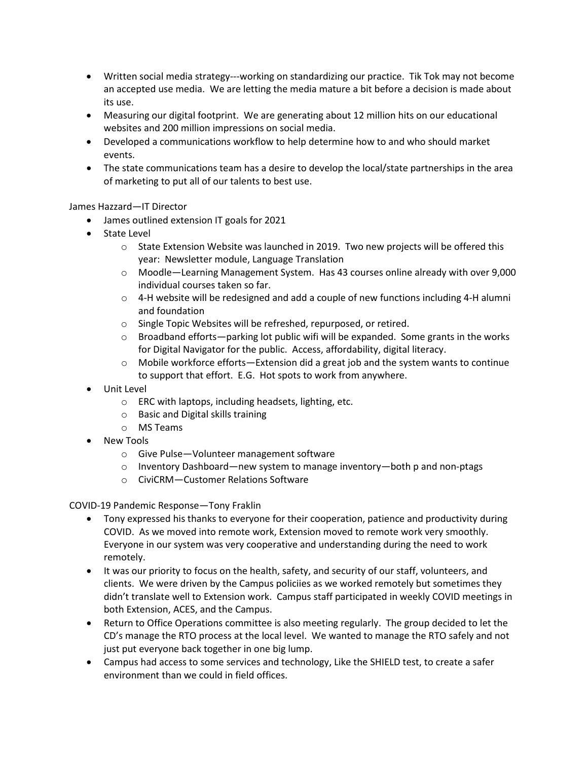- Written social media strategy---working on standardizing our practice. Tik Tok may not become an accepted use media. We are letting the media mature a bit before a decision is made about its use.
- Measuring our digital footprint. We are generating about 12 million hits on our educational websites and 200 million impressions on social media.
- Developed a communications workflow to help determine how to and who should market events.
- The state communications team has a desire to develop the local/state partnerships in the area of marketing to put all of our talents to best use.

James Hazzard—IT Director

- James outlined extension IT goals for 2021
- State Level
  - State Extension Website was launched in 2019. Two new projects will be offered this year: Newsletter module, Language Translation
  - Moodle—Learning Management System. Has 43 courses online already with over 9,000 individual courses taken so far.
  - 4-H website will be redesigned and add a couple of new functions including 4-H alumni and foundation
  - Single Topic Websites will be refreshed, repurposed, or retired.
  - Broadband efforts—parking lot public wifi will be expanded. Some grants in the works for Digital Navigator for the public. Access, affordability, digital literacy.
  - Mobile workforce efforts—Extension did a great job and the system wants to continue to support that effort. E.G. Hot spots to work from anywhere.
- Unit Level
  - ERC with laptops, including headsets, lighting, etc.
  - Basic and Digital skills training
  - MS Teams
- New Tools
  - Give Pulse—Volunteer management software
  - Inventory Dashboard—new system to manage inventory—both p and non-ptags
  - CiviCRM—Customer Relations Software

COVID-19 Pandemic Response—Tony Fraklin

- Tony expressed his thanks to everyone for their cooperation, patience and productivity during COVID. As we moved into remote work, Extension moved to remote work very smoothly. Everyone in our system was very cooperative and understanding during the need to work remotely.
- It was our priority to focus on the health, safety, and security of our staff, volunteers, and clients. We were driven by the Campus policiies as we worked remotely but sometimes they didn't translate well to Extension work. Campus staff participated in weekly COVID meetings in both Extension, ACES, and the Campus.
- Return to Office Operations committee is also meeting regularly. The group decided to let the CD's manage the RTO process at the local level. We wanted to manage the RTO safely and not just put everyone back together in one big lump.
- Campus had access to some services and technology, Like the SHIELD test, to create a safer environment than we could in field offices.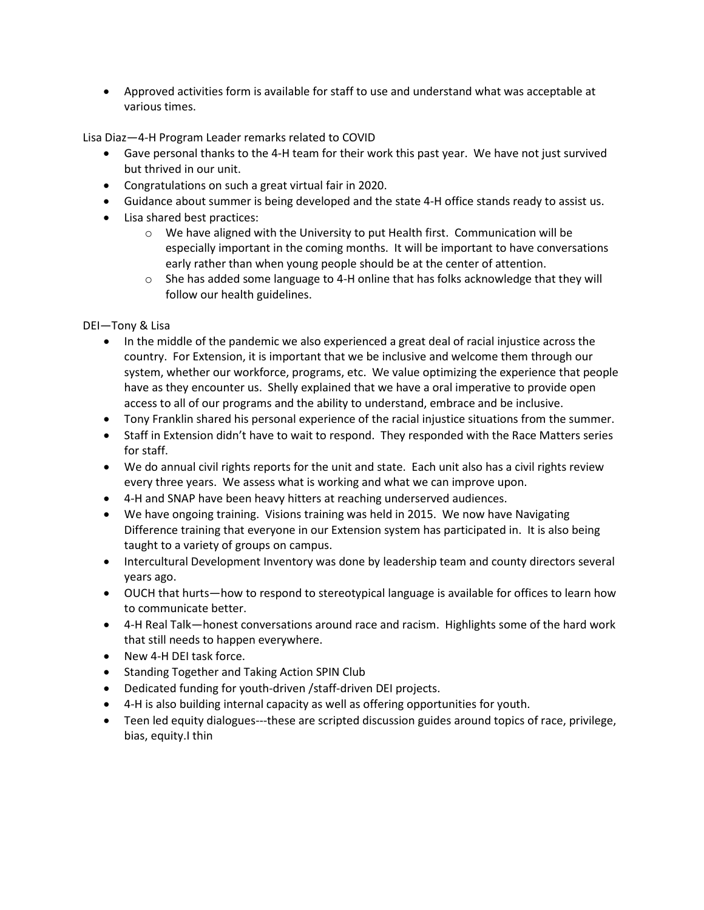- Approved activities form is available for staff to use and understand what was acceptable at various times.

Lisa Diaz—4-H Program Leader remarks related to COVID

- Gave personal thanks to the 4-H team for their work this past year. We have not just survived but thrived in our unit.
- Congratulations on such a great virtual fair in 2020.
- Guidance about summer is being developed and the state 4-H office stands ready to assist us.
- Lisa shared best practices:
    - We have aligned with the University to put Health first. Communication will be especially important in the coming months. It will be important to have conversations early rather than when young people should be at the center of attention.
    - She has added some language to 4-H online that has folks acknowledge that they will follow our health guidelines.

DEI—Tony & Lisa

- In the middle of the pandemic we also experienced a great deal of racial injustice across the country. For Extension, it is important that we be inclusive and welcome them through our system, whether our workforce, programs, etc. We value optimizing the experience that people have as they encounter us. Shelly explained that we have a oral imperative to provide open access to all of our programs and the ability to understand, embrace and be inclusive.
- Tony Franklin shared his personal experience of the racial injustice situations from the summer.
- Staff in Extension didn't have to wait to respond. They responded with the Race Matters series for staff.
- We do annual civil rights reports for the unit and state. Each unit also has a civil rights review every three years. We assess what is working and what we can improve upon.
- 4-H and SNAP have been heavy hitters at reaching underserved audiences.
- We have ongoing training. Visions training was held in 2015. We now have Navigating Difference training that everyone in our Extension system has participated in. It is also being taught to a variety of groups on campus.
- Intercultural Development Inventory was done by leadership team and county directors several years ago.
- OUCH that hurts—how to respond to stereotypical language is available for offices to learn how to communicate better.
- 4-H Real Talk—honest conversations around race and racism. Highlights some of the hard work that still needs to happen everywhere.
- New 4-H DEI task force.
- Standing Together and Taking Action SPIN Club
- Dedicated funding for youth-driven /staff-driven DEI projects.
- 4-H is also building internal capacity as well as offering opportunities for youth.
- Teen led equity dialogues---these are scripted discussion guides around topics of race, privilege, bias, equity.I thin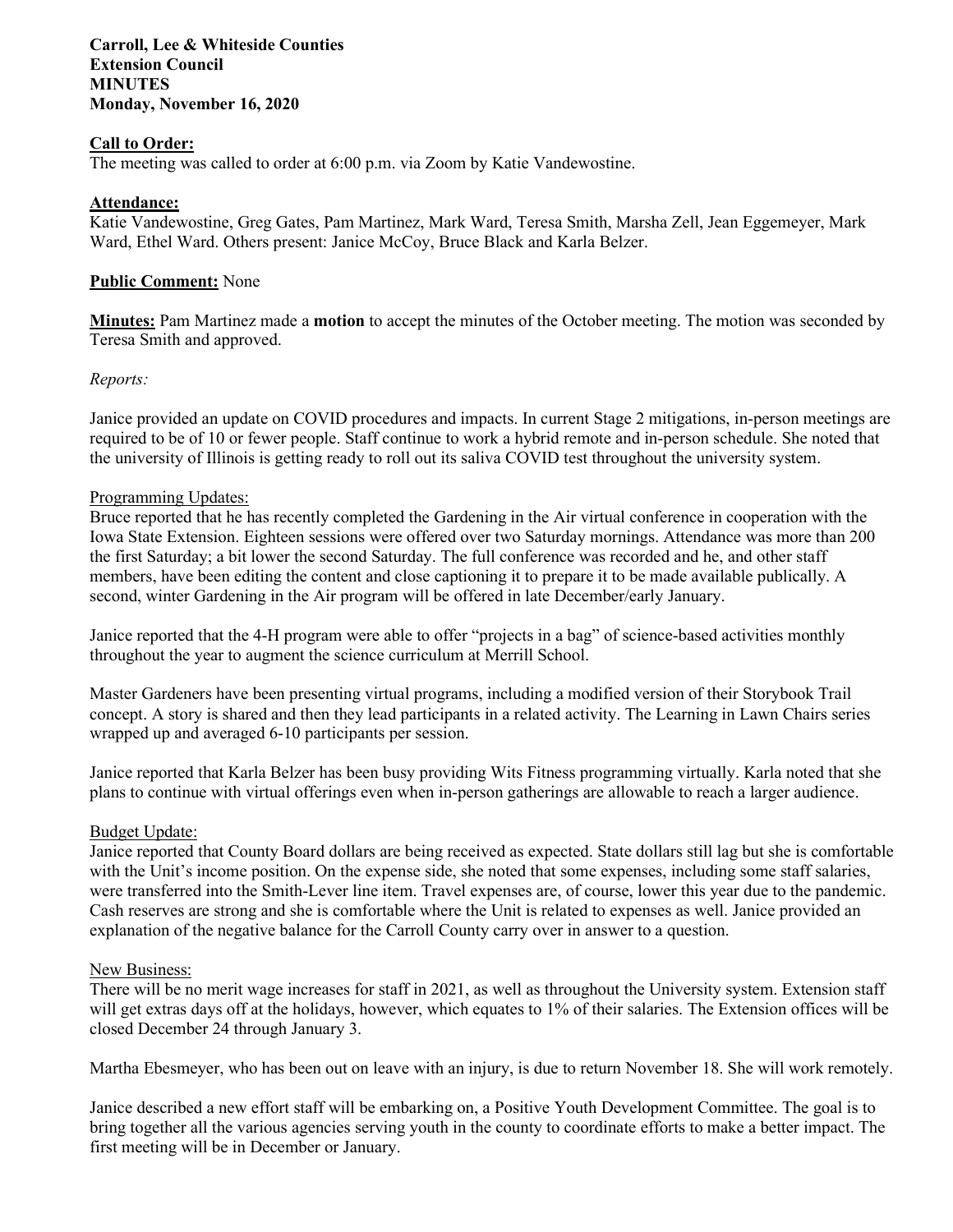**Carroll, Lee & Whiteside Counties**
**Extension Council**
**MINUTES**
**Monday, November 16, 2020**

**Call to Order:**
The meeting was called to order at 6:00 p.m. via Zoom by Katie Vandewostine.

**Attendance:**
Katie Vandewostine, Greg Gates, Pam Martinez, Mark Ward, Teresa Smith, Marsha Zell, Jean Eggemeyer, Mark Ward, Ethel Ward. Others present: Janice McCoy, Bruce Black and Karla Belzer.

**Public Comment:** None

**Minutes:** Pam Martinez made a **motion** to accept the minutes of the October meeting. The motion was seconded by Teresa Smith and approved.

*Reports:*

Janice provided an update on COVID procedures and impacts. In current Stage 2 mitigations, in-person meetings are required to be of 10 or fewer people. Staff continue to work a hybrid remote and in-person schedule. She noted that the university of Illinois is getting ready to roll out its saliva COVID test throughout the university system.

Programming Updates:
Bruce reported that he has recently completed the Gardening in the Air virtual conference in cooperation with the Iowa State Extension. Eighteen sessions were offered over two Saturday mornings. Attendance was more than 200 the first Saturday; a bit lower the second Saturday. The full conference was recorded and he, and other staff members, have been editing the content and close captioning it to prepare it to be made available publically. A second, winter Gardening in the Air program will be offered in late December/early January.

Janice reported that the 4-H program were able to offer "projects in a bag" of science-based activities monthly throughout the year to augment the science curriculum at Merrill School.

Master Gardeners have been presenting virtual programs, including a modified version of their Storybook Trail concept. A story is shared and then they lead participants in a related activity. The Learning in Lawn Chairs series wrapped up and averaged 6-10 participants per session.

Janice reported that Karla Belzer has been busy providing Wits Fitness programming virtually. Karla noted that she plans to continue with virtual offerings even when in-person gatherings are allowable to reach a larger audience.

Budget Update:
Janice reported that County Board dollars are being received as expected. State dollars still lag but she is comfortable with the Unit's income position. On the expense side, she noted that some expenses, including some staff salaries, were transferred into the Smith-Lever line item. Travel expenses are, of course, lower this year due to the pandemic. Cash reserves are strong and she is comfortable where the Unit is related to expenses as well. Janice provided an explanation of the negative balance for the Carroll County carry over in answer to a question.

New Business:
There will be no merit wage increases for staff in 2021, as well as throughout the University system. Extension staff will get extras days off at the holidays, however, which equates to 1% of their salaries. The Extension offices will be closed December 24 through January 3.

Martha Ebesmeyer, who has been out on leave with an injury, is due to return November 18. She will work remotely.

Janice described a new effort staff will be embarking on, a Positive Youth Development Committee. The goal is to bring together all the various agencies serving youth in the county to coordinate efforts to make a better impact. The first meeting will be in December or January.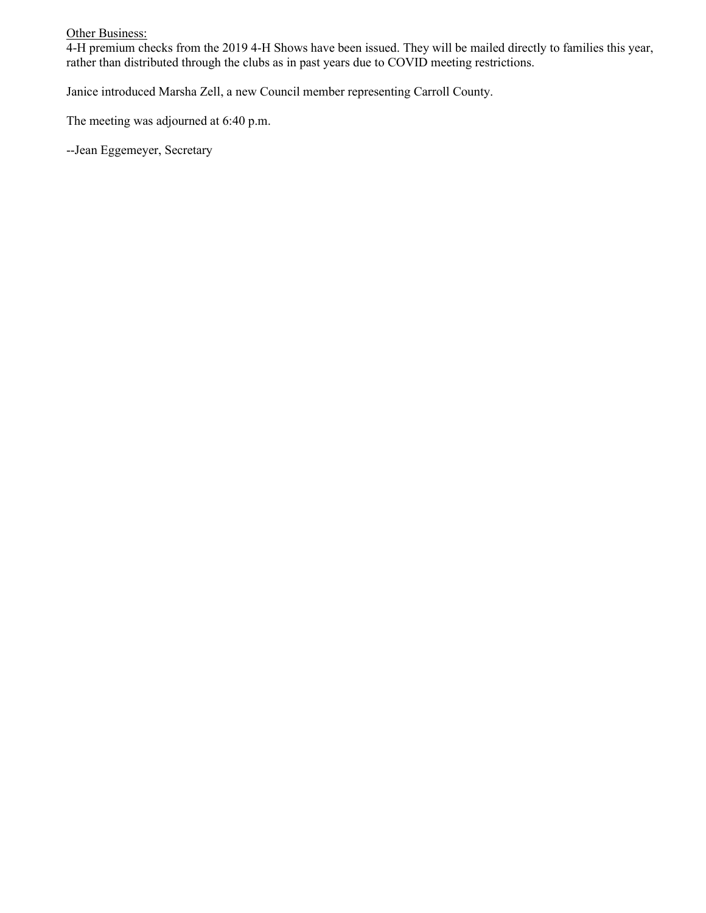<u>Other Business:</u>
4-H premium checks from the 2019 4-H Shows have been issued. They will be mailed directly to families this year, rather than distributed through the clubs as in past years due to COVID meeting restrictions.

Janice introduced Marsha Zell, a new Council member representing Carroll County.

The meeting was adjourned at 6:40 p.m.

--Jean Eggemeyer, Secretary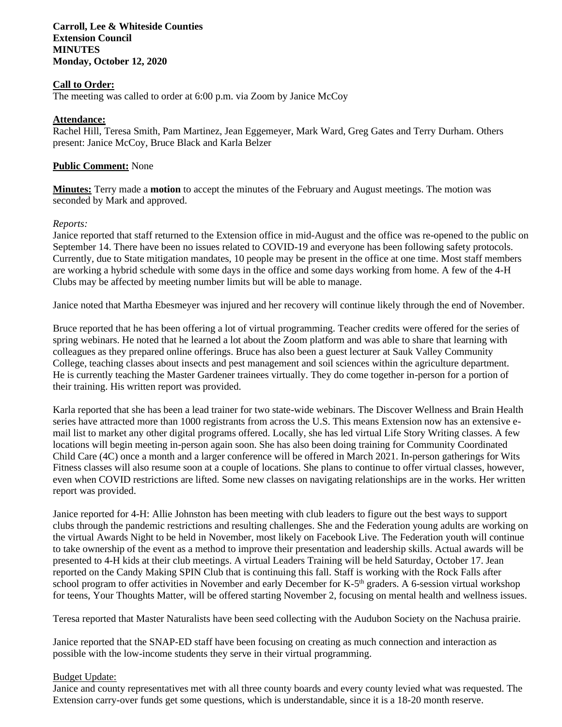**Carroll, Lee & Whiteside Counties**
**Extension Council**
**MINUTES**
**Monday, October 12, 2020**

**Call to Order:**
The meeting was called to order at 6:00 p.m. via Zoom by Janice McCoy

**Attendance:**
Rachel Hill, Teresa Smith, Pam Martinez, Jean Eggemeyer, Mark Ward, Greg Gates and Terry Durham. Others present: Janice McCoy, Bruce Black and Karla Belzer

**Public Comment:** None

**Minutes:** Terry made a **motion** to accept the minutes of the February and August meetings. The motion was seconded by Mark and approved.

*Reports:*
Janice reported that staff returned to the Extension office in mid-August and the office was re-opened to the public on September 14. There have been no issues related to COVID-19 and everyone has been following safety protocols. Currently, due to State mitigation mandates, 10 people may be present in the office at one time. Most staff members are working a hybrid schedule with some days in the office and some days working from home. A few of the 4-H Clubs may be affected by meeting number limits but will be able to manage.

Janice noted that Martha Ebesmeyer was injured and her recovery will continue likely through the end of November.

Bruce reported that he has been offering a lot of virtual programming. Teacher credits were offered for the series of spring webinars. He noted that he learned a lot about the Zoom platform and was able to share that learning with colleagues as they prepared online offerings. Bruce has also been a guest lecturer at Sauk Valley Community College, teaching classes about insects and pest management and soil sciences within the agriculture department. He is currently teaching the Master Gardener trainees virtually. They do come together in-person for a portion of their training. His written report was provided.

Karla reported that she has been a lead trainer for two state-wide webinars. The Discover Wellness and Brain Health series have attracted more than 1000 registrants from across the U.S. This means Extension now has an extensive e-mail list to market any other digital programs offered. Locally, she has led virtual Life Story Writing classes. A few locations will begin meeting in-person again soon. She has also been doing training for Community Coordinated Child Care (4C) once a month and a larger conference will be offered in March 2021. In-person gatherings for Wits Fitness classes will also resume soon at a couple of locations. She plans to continue to offer virtual classes, however, even when COVID restrictions are lifted. Some new classes on navigating relationships are in the works. Her written report was provided.

Janice reported for 4-H: Allie Johnston has been meeting with club leaders to figure out the best ways to support clubs through the pandemic restrictions and resulting challenges. She and the Federation young adults are working on the virtual Awards Night to be held in November, most likely on Facebook Live. The Federation youth will continue to take ownership of the event as a method to improve their presentation and leadership skills. Actual awards will be presented to 4-H kids at their club meetings. A virtual Leaders Training will be held Saturday, October 17. Jean reported on the Candy Making SPIN Club that is continuing this fall. Staff is working with the Rock Falls after school program to offer activities in November and early December for K-5th graders. A 6-session virtual workshop for teens, Your Thoughts Matter, will be offered starting November 2, focusing on mental health and wellness issues.

Teresa reported that Master Naturalists have been seed collecting with the Audubon Society on the Nachusa prairie.

Janice reported that the SNAP-ED staff have been focusing on creating as much connection and interaction as possible with the low-income students they serve in their virtual programming.

Budget Update:
Janice and county representatives met with all three county boards and every county levied what was requested. The Extension carry-over funds get some questions, which is understandable, since it is a 18-20 month reserve.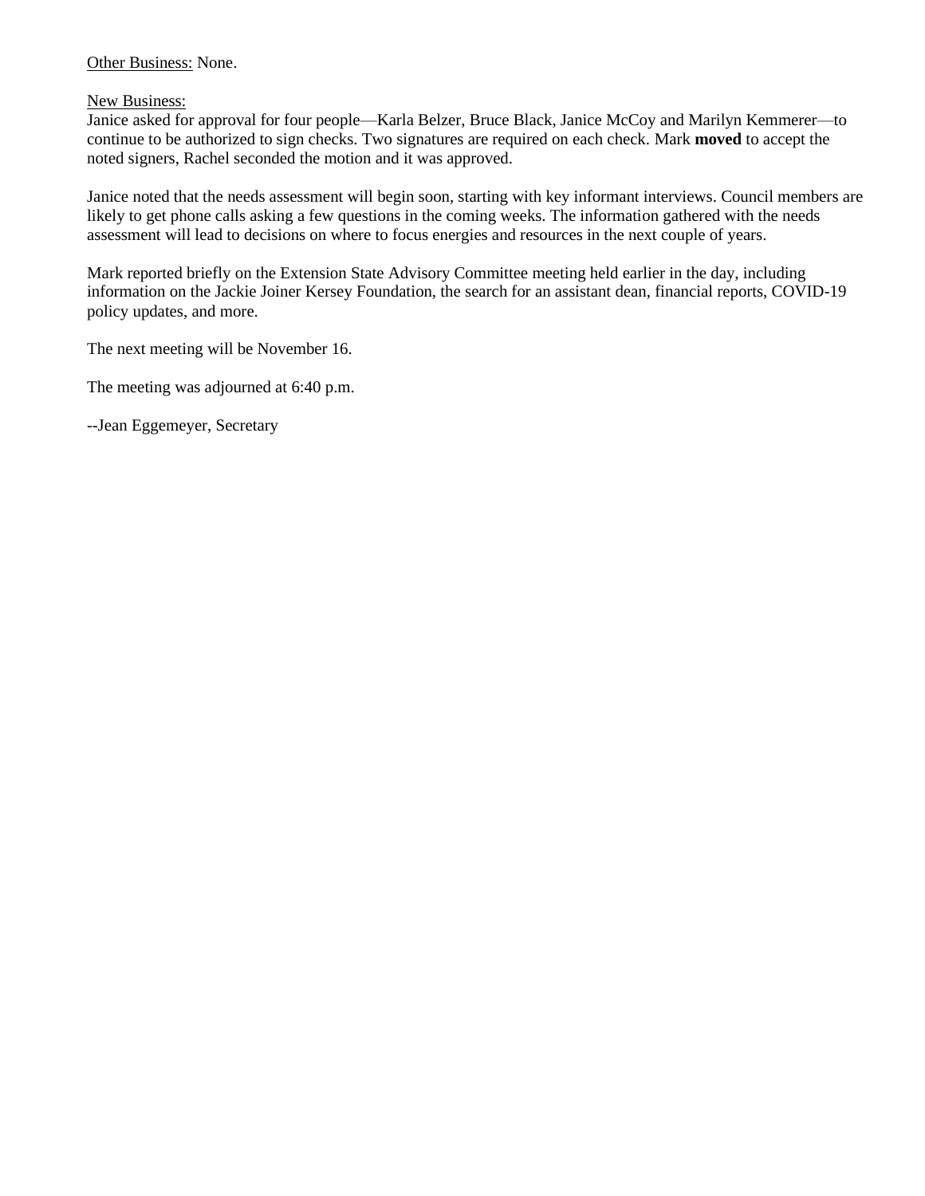Other Business: None.

New Business:
Janice asked for approval for four people—Karla Belzer, Bruce Black, Janice McCoy and Marilyn Kemmerer—to continue to be authorized to sign checks. Two signatures are required on each check. Mark **moved** to accept the noted signers, Rachel seconded the motion and it was approved.

Janice noted that the needs assessment will begin soon, starting with key informant interviews. Council members are likely to get phone calls asking a few questions in the coming weeks. The information gathered with the needs assessment will lead to decisions on where to focus energies and resources in the next couple of years.

Mark reported briefly on the Extension State Advisory Committee meeting held earlier in the day, including information on the Jackie Joiner Kersey Foundation, the search for an assistant dean, financial reports, COVID-19 policy updates, and more.

The next meeting will be November 16.

The meeting was adjourned at 6:40 p.m.

--Jean Eggemeyer, Secretary